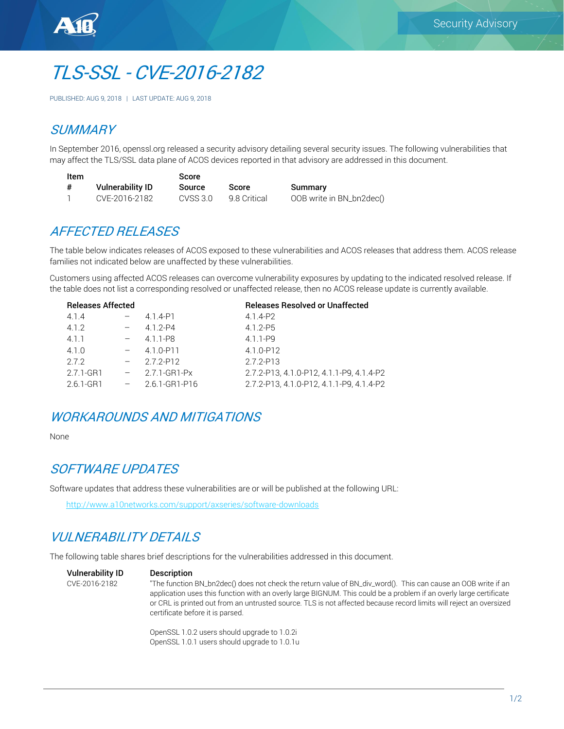# *TLS-SSL - CVE-2016-2182*

PUBLISHED: AUG 9, 2018 | LAST UPDATE: AUG 9, 2018

## *SUMMARY*

In September 2016, openssl.org released a security advisory detailing several security issues. The following vulnerabilities that may affect the TLS/SSL data plane of ACOS devices reported in that advisory are addressed in this document.

| Item # | Vulnerability ID | Score Source | Score | Summary |
|---|---|---|---|---|
| 1 | CVE-2016-2182 | CVSS 3.0 | 9.8 Critical | OOB write in BN_bn2dec() |

## *AFFECTED RELEASES*

The table below indicates releases of ACOS exposed to these vulnerabilities and ACOS releases that address them. ACOS release families not indicated below are unaffected by these vulnerabilities.

Customers using affected ACOS releases can overcome vulnerability exposures by updating to the indicated resolved release. If the table does not list a corresponding resolved or unaffected release, then no ACOS release update is currently available.

| Releases Affected | | | Releases Resolved or Unaffected |
|---|---|---|---|
| 4.1.4 | – | 4.1.4-P1 | 4.1.4-P2 |
| 4.1.2 | – | 4.1.2-P4 | 4.1.2-P5 |
| 4.1.1 | – | 4.1.1-P8 | 4.1.1-P9 |
| 4.1.0 | – | 4.1.0-P11 | 4.1.0-P12 |
| 2.7.2 | – | 2.7.2-P12 | 2.7.2-P13 |
| 2.7.1-GR1 | – | 2.7.1-GR1-Px | 2.7.2-P13, 4.1.0-P12, 4.1.1-P9, 4.1.4-P2 |
| 2.6.1-GR1 | – | 2.6.1-GR1-P16 | 2.7.2-P13, 4.1.0-P12, 4.1.1-P9, 4.1.4-P2 |

## *WORKAROUNDS AND MITIGATIONS*

None

## *SOFTWARE UPDATES*

Software updates that address these vulnerabilities are or will be published at the following URL:

http://www.a10networks.com/support/axseries/software-downloads

## *VULNERABILITY DETAILS*

The following table shares brief descriptions for the vulnerabilities addressed in this document.

| Vulnerability ID | Description |
|---|---|
| CVE-2016-2182 | "The function BN_bn2dec() does not check the return value of BN_div_word(). This can cause an OOB write if an application uses this function with an overly large BIGNUM. This could be a problem if an overly large certificate or CRL is printed out from an untrusted source. TLS is not affected because record limits will reject an oversized certificate before it is parsed.<br><br>OpenSSL 1.0.2 users should upgrade to 1.0.2i<br>OpenSSL 1.0.1 users should upgrade to 1.0.1u |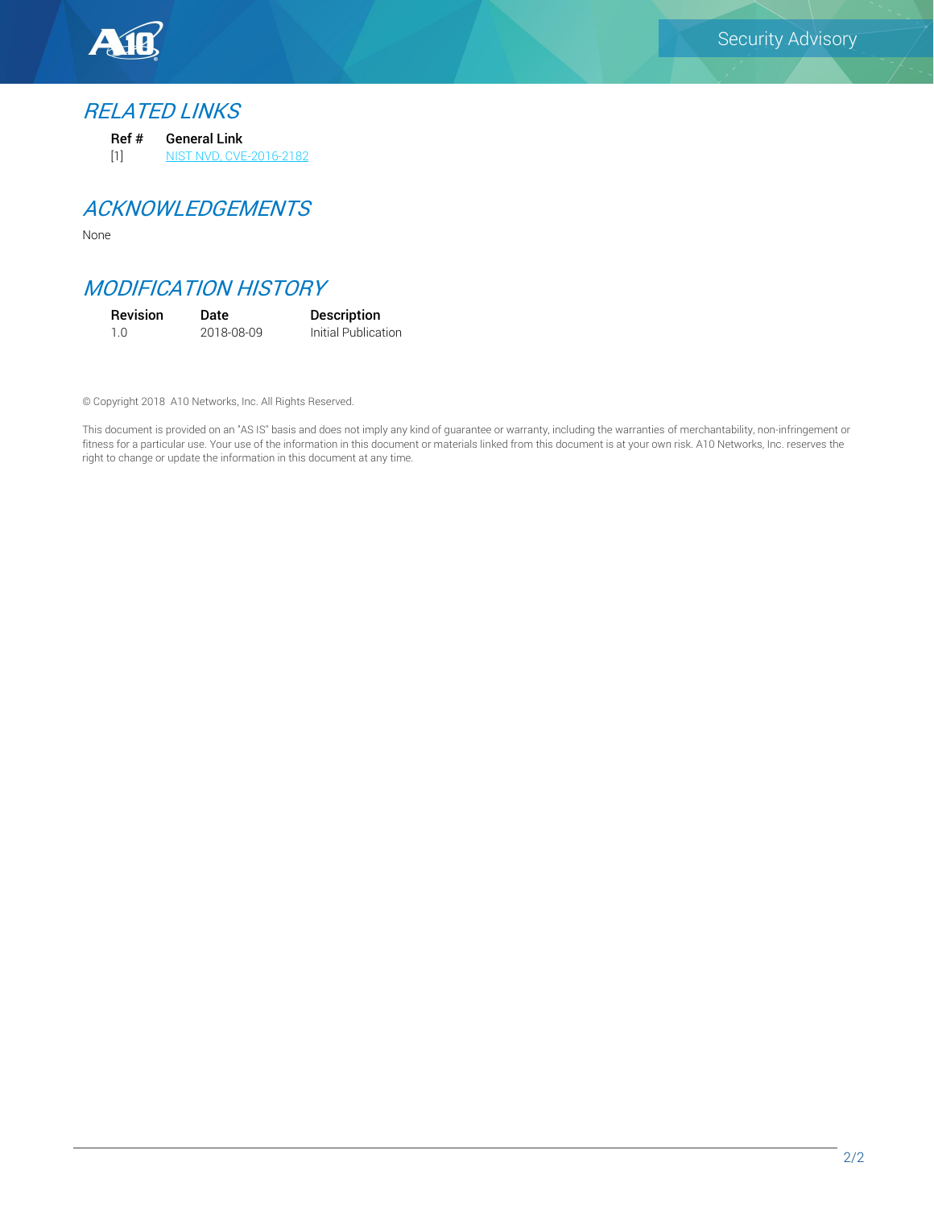## *RELATED LINKS*

| Ref # | General Link |
| --- | --- |
| [1] | NIST NVD, CVE-2016-2182 |

## *ACKNOWLEDGEMENTS*

None

## *MODIFICATION HISTORY*

| Revision | Date | Description |
| --- | --- | --- |
| 1.0 | 2018-08-09 | Initial Publication |

© Copyright 2018 A10 Networks, Inc. All Rights Reserved.

This document is provided on an "AS IS" basis and does not imply any kind of guarantee or warranty, including the warranties of merchantability, non-infringement or fitness for a particular use. Your use of the information in this document or materials linked from this document is at your own risk. A10 Networks, Inc. reserves the right to change or update the information in this document at any time.